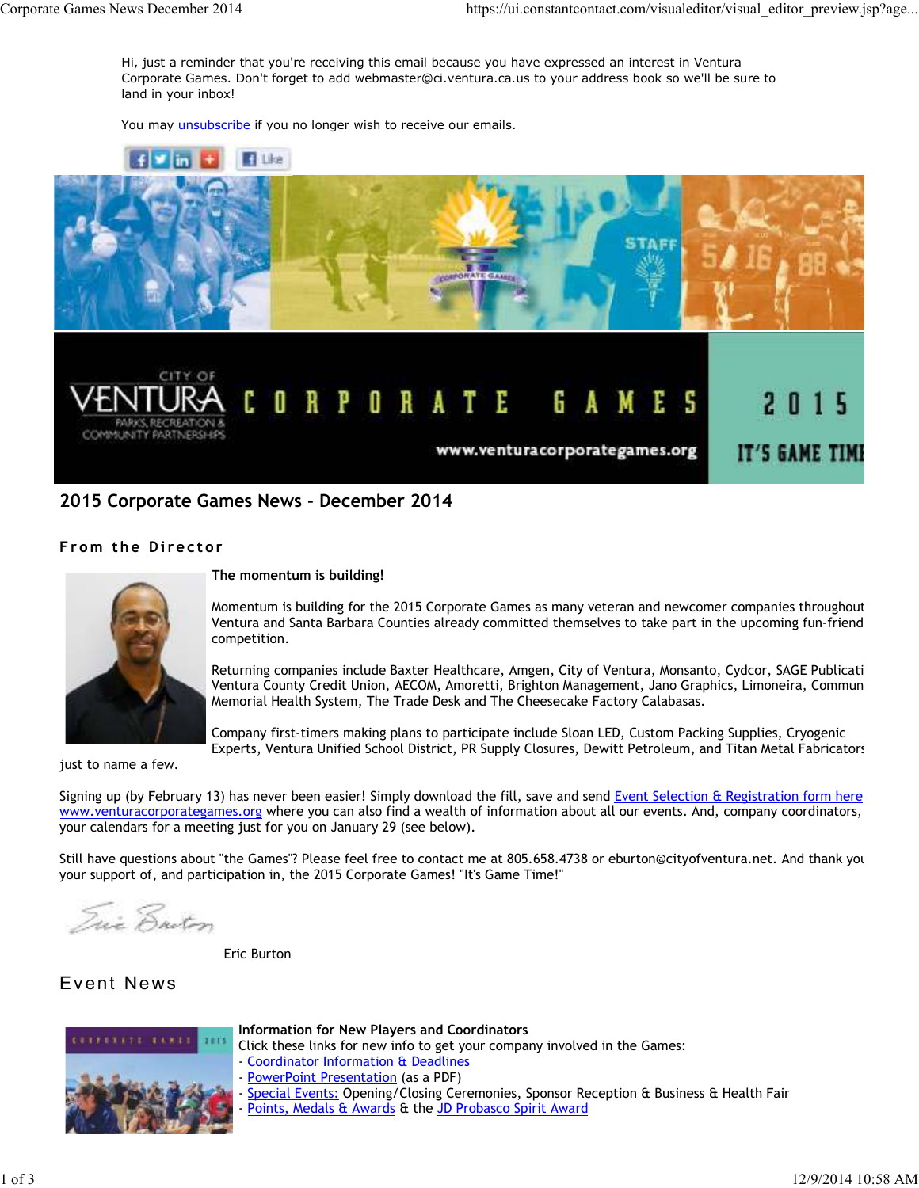Hi, just a reminder that you're receiving this email because you have expressed an interest in Ventura Corporate Games. Don't forget to add webmaster@ci.ventura.ca.us to your address book so we'll be sure to land in your inbox!

You may unsubscribe if you no longer wish to receive our emails.

CITY OF VENTURA PARKS, RECREATION & COMMUNITY PARTNERSHIPS

CORPORATE GAMES 2015

www.venturacorporategames.org

IT'S GAME TIME

# 2015 Corporate Games News - December 2014

## From the Director

**The momentum is building!**

Momentum is building for the 2015 Corporate Games as many veteran and newcomer companies throughout Ventura and Santa Barbara Counties already committed themselves to take part in the upcoming fun-friend competition.

Returning companies include Baxter Healthcare, Amgen, City of Ventura, Monsanto, Cydcor, SAGE Publicati Ventura County Credit Union, AECOM, Amoretti, Brighton Management, Jano Graphics, Limoneira, Commun Memorial Health System, The Trade Desk and The Cheesecake Factory Calabasas.

Company first-timers making plans to participate include Sloan LED, Custom Packing Supplies, Cryogenic Experts, Ventura Unified School District, PR Supply Closures, Dewitt Petroleum, and Titan Metal Fabricators just to name a few.

Signing up (by February 13) has never been easier! Simply download the fill, save and send Event Selection & Registration form here www.venturacorporategames.org where you can also find a wealth of information about all our events. And, company coordinators, your calendars for a meeting just for you on January 29 (see below).

Still have questions about "the Games"? Please feel free to contact me at 805.658.4738 or eburton@cityofventura.net. And thank you your support of, and participation in, the 2015 Corporate Games! "It's Game Time!"

Eric Burton

## Event News

**Information for New Players and Coordinators**

Click these links for new info to get your company involved in the Games:

- Coordinator Information & Deadlines
- PowerPoint Presentation (as a PDF)
- Special Events: Opening/Closing Ceremonies, Sponsor Reception & Business & Health Fair
- Points, Medals & Awards & the JD Probasco Spirit Award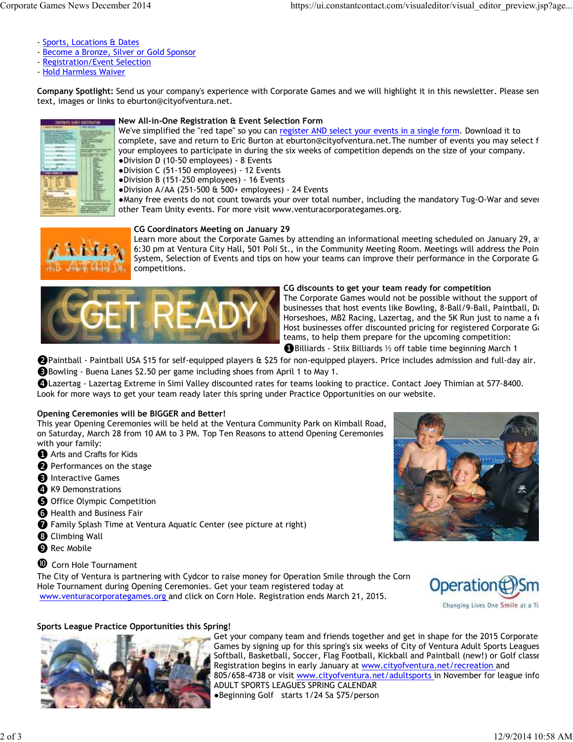- [Sports, Locations & Dates]
- [Become a Bronze, Silver or Gold Sponsor]
- [Registration/Event Selection]
- [Hold Harmless Waiver]

**Company Spotlight:** Send us your company's experience with Corporate Games and we will highlight it in this newsletter. Please sen text, images or links to eburton@cityofventura.net.

**New All-in-One Registration & Event Selection Form**

We've simplified the "red tape" so you can register AND select your events in a single form. Download it to complete, save and return to Eric Burton at eburton@cityofventura.net.The number of events you may select f your employees to participate in during the six weeks of competition depends on the size of your company.

- Division D (10-50 employees) - 8 Events
- Division C (51-150 employees) - 12 Events
- Division B (151-250 employees) - 16 Events
- Division A/AA (251-500 & 500+ employees) - 24 Events
- Many free events do not count towards your over total number, including the mandatory Tug-O-War and sever other Team Unity events. For more visit www.venturacorporategames.org.

**CG Coordinators Meeting on January 29**

Learn more about the Corporate Games by attending an informational meeting scheduled on January 29, a 6:30 pm at Ventura City Hall, 501 Poli St., in the Community Meeting Room. Meetings will address the Poin System, Selection of Events and tips on how your teams can improve their performance in the Corporate G competitions.

**CG discounts to get your team ready for competition**

The Corporate Games would not be possible without the support of businesses that host events like Bowling, 8-Ball/9-Ball, Paintball, D Horseshoes, MB2 Racing, Lazertag, and the 5K Run just to name a f Host businesses offer discounted pricing for registered Corporate G teams, to help them prepare for the upcoming competition:

1. Billiards - Stiix Billiards ½ off table time beginning March 1
2. Paintball - Paintball USA $15 for self-equipped players & $25 for non-equipped players. Price includes admission and full-day air.
3. Bowling - Buena Lanes $2.50 per game including shoes from April 1 to May 1.
4. Lazertag - Lazertag Extreme in Simi Valley discounted rates for teams looking to practice. Contact Joey Thimian at 577-8400.

Look for more ways to get your team ready later this spring under Practice Opportunities on our website.

**Opening Ceremonies will be BIGGER and Better!**

This year Opening Ceremonies will be held at the Ventura Community Park on Kimball Road, on Saturday, March 28 from 10 AM to 3 PM. Top Ten Reasons to attend Opening Ceremonies with your family:

1. Arts and Crafts for Kids
2. Performances on the stage
3. Interactive Games
4. K9 Demonstrations
5. Office Olympic Competition
6. Health and Business Fair
7. Family Splash Time at Ventura Aquatic Center (see picture at right)
8. Climbing Wall
9. Rec Mobile
10. Corn Hole Tournament

The City of Ventura is partnering with Cydcor to raise money for Operation Smile through the Corn Hole Tournament during Opening Ceremonies. Get your team registered today at www.venturacorporategames.org and click on Corn Hole. Registration ends March 21, 2015.

**Sports League Practice Opportunities this Spring!**

Get your company team and friends together and get in shape for the 2015 Corporate Games by signing up for this spring's six weeks of City of Ventura Adult Sports Leagues Softball, Basketball, Soccer, Flag Football, Kickball and Paintball (new!) or Golf classe Registration begins in early January at www.cityofventura.net/recreation and 805/658-4738 or visit www.cityofventura.net/adultsports in November for league info

ADULT SPORTS LEAGUES SPRING CALENDAR

- Beginning Golf starts 1/24 Sa $75/person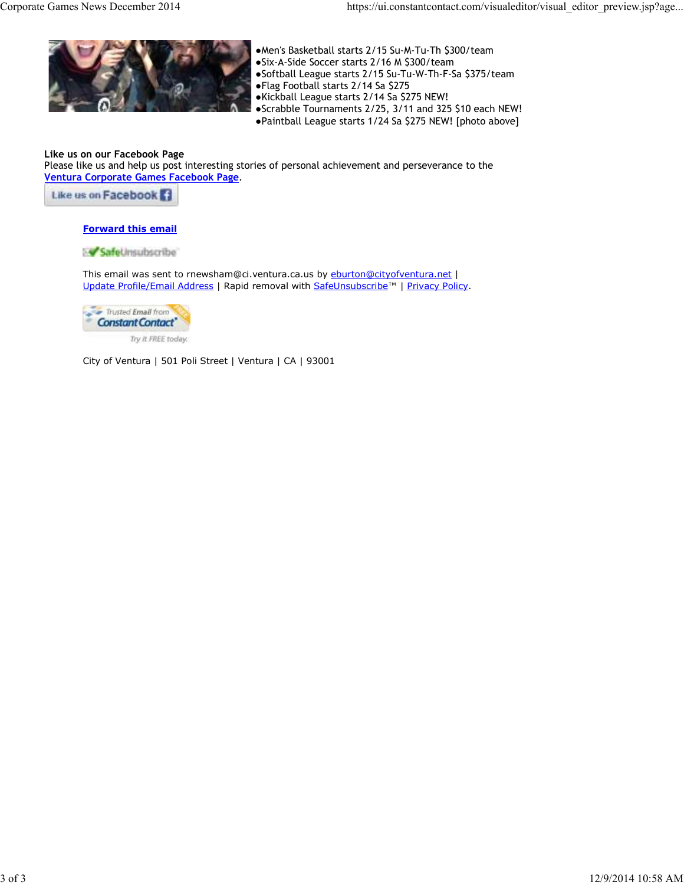- ●Men's Basketball starts 2/15 Su-M-Tu-Th $300/team
- ●Six-A-Side Soccer starts 2/16 M $300/team
- ●Softball League starts 2/15 Su-Tu-W-Th-F-Sa $375/team
- ●Flag Football starts 2/14 Sa $275
- ●Kickball League starts 2/14 Sa $275 NEW!
- ●Scrabble Tournaments 2/25, 3/11 and 325 $10 each NEW!
- ●Paintball League starts 1/24 Sa $275 NEW! [photo above]

**Like us on our Facebook Page**
Please like us and help us post interesting stories of personal achievement and perseverance to the Ventura Corporate Games Facebook Page.

Like us on Facebook

**Forward this email**

SafeUnsubscribe

This email was sent to rnewsham@ci.ventura.ca.us by eburton@cityofventura.net | Update Profile/Email Address | Rapid removal with SafeUnsubscribe™ | Privacy Policy.

Trusted Email from Constant Contact FREE
Try it FREE today.

City of Ventura | 501 Poli Street | Ventura | CA | 93001